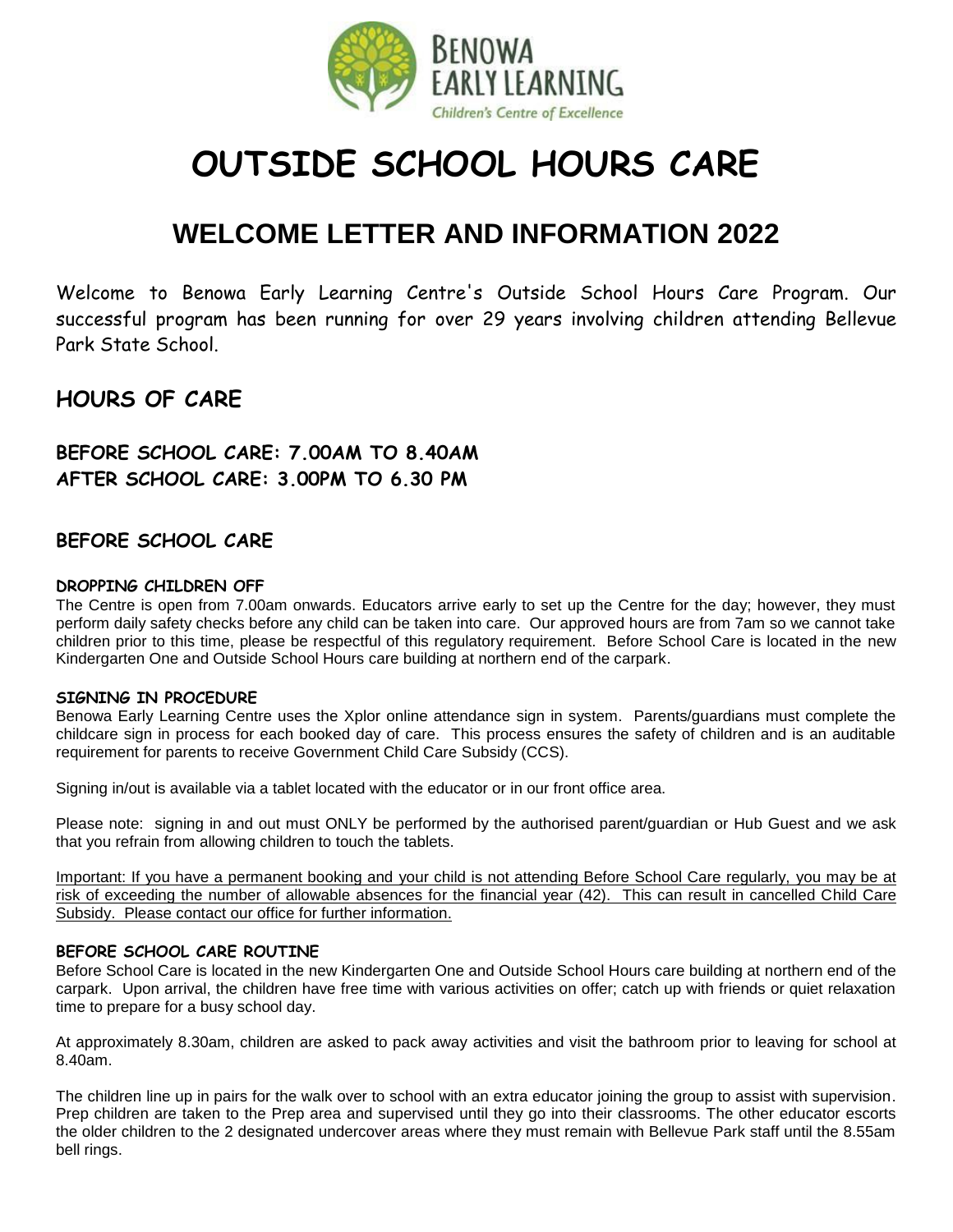BENOWA EARLY LEARNING
Children's Centre of Excellence

# OUTSIDE SCHOOL HOURS CARE

## WELCOME LETTER AND INFORMATION 2022

Welcome to Benowa Early Learning Centre's Outside School Hours Care Program. Our successful program has been running for over 29 years involving children attending Bellevue Park State School.

## HOURS OF CARE

**BEFORE SCHOOL CARE: 7.00AM TO 8.40AM**
**AFTER SCHOOL CARE: 3.00PM TO 6.30 PM**

## BEFORE SCHOOL CARE

### DROPPING CHILDREN OFF

The Centre is open from 7.00am onwards. Educators arrive early to set up the Centre for the day; however, they must perform daily safety checks before any child can be taken into care. Our approved hours are from 7am so we cannot take children prior to this time, please be respectful of this regulatory requirement. Before School Care is located in the new Kindergarten One and Outside School Hours care building at northern end of the carpark.

### SIGNING IN PROCEDURE

Benowa Early Learning Centre uses the Xplor online attendance sign in system. Parents/guardians must complete the childcare sign in process for each booked day of care. This process ensures the safety of children and is an auditable requirement for parents to receive Government Child Care Subsidy (CCS).

Signing in/out is available via a tablet located with the educator or in our front office area.

Please note: signing in and out must ONLY be performed by the authorised parent/guardian or Hub Guest and we ask that you refrain from allowing children to touch the tablets.

<u>Important: If you have a permanent booking and your child is not attending Before School Care regularly, you may be at risk of exceeding the number of allowable absences for the financial year (42). This can result in cancelled Child Care Subsidy. Please contact our office for further information.</u>

### BEFORE SCHOOL CARE ROUTINE

Before School Care is located in the new Kindergarten One and Outside School Hours care building at northern end of the carpark. Upon arrival, the children have free time with various activities on offer; catch up with friends or quiet relaxation time to prepare for a busy school day.

At approximately 8.30am, children are asked to pack away activities and visit the bathroom prior to leaving for school at 8.40am.

The children line up in pairs for the walk over to school with an extra educator joining the group to assist with supervision. Prep children are taken to the Prep area and supervised until they go into their classrooms. The other educator escorts the older children to the 2 designated undercover areas where they must remain with Bellevue Park staff until the 8.55am bell rings.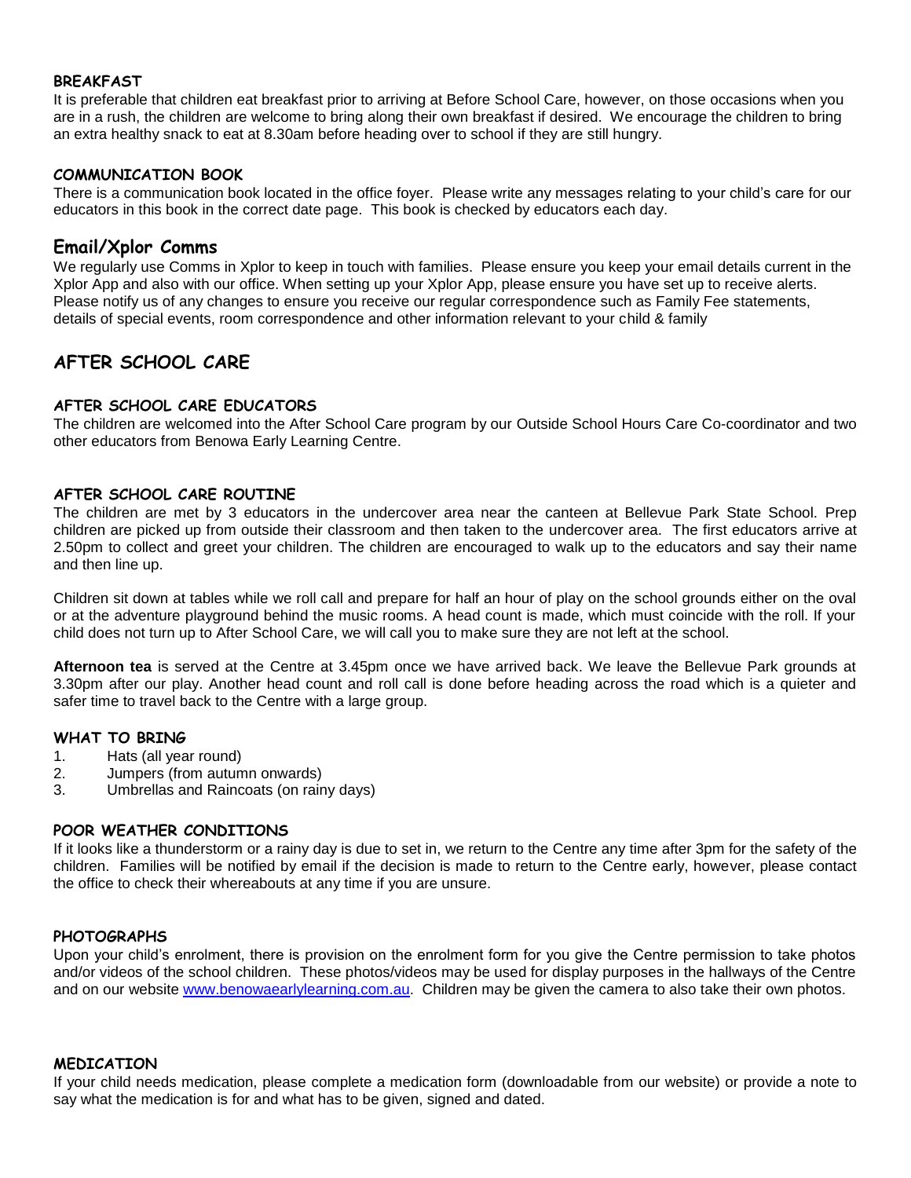### BREAKFAST

It is preferable that children eat breakfast prior to arriving at Before School Care, however, on those occasions when you are in a rush, the children are welcome to bring along their own breakfast if desired. We encourage the children to bring an extra healthy snack to eat at 8.30am before heading over to school if they are still hungry.

### COMMUNICATION BOOK

There is a communication book located in the office foyer. Please write any messages relating to your child's care for our educators in this book in the correct date page. This book is checked by educators each day.

### Email/Xplor Comms

We regularly use Comms in Xplor to keep in touch with families. Please ensure you keep your email details current in the Xplor App and also with our office. When setting up your Xplor App, please ensure you have set up to receive alerts. Please notify us of any changes to ensure you receive our regular correspondence such as Family Fee statements, details of special events, room correspondence and other information relevant to your child & family

## AFTER SCHOOL CARE

### AFTER SCHOOL CARE EDUCATORS

The children are welcomed into the After School Care program by our Outside School Hours Care Co-coordinator and two other educators from Benowa Early Learning Centre.

### AFTER SCHOOL CARE ROUTINE

The children are met by 3 educators in the undercover area near the canteen at Bellevue Park State School. Prep children are picked up from outside their classroom and then taken to the undercover area. The first educators arrive at 2.50pm to collect and greet your children. The children are encouraged to walk up to the educators and say their name and then line up.

Children sit down at tables while we roll call and prepare for half an hour of play on the school grounds either on the oval or at the adventure playground behind the music rooms. A head count is made, which must coincide with the roll. If your child does not turn up to After School Care, we will call you to make sure they are not left at the school.

**Afternoon tea** is served at the Centre at 3.45pm once we have arrived back. We leave the Bellevue Park grounds at 3.30pm after our play. Another head count and roll call is done before heading across the road which is a quieter and safer time to travel back to the Centre with a large group.

### WHAT TO BRING

1. Hats (all year round)
2. Jumpers (from autumn onwards)
3. Umbrellas and Raincoats (on rainy days)

### POOR WEATHER CONDITIONS

If it looks like a thunderstorm or a rainy day is due to set in, we return to the Centre any time after 3pm for the safety of the children. Families will be notified by email if the decision is made to return to the Centre early, however, please contact the office to check their whereabouts at any time if you are unsure.

### PHOTOGRAPHS

Upon your child's enrolment, there is provision on the enrolment form for you give the Centre permission to take photos and/or videos of the school children. These photos/videos may be used for display purposes in the hallways of the Centre and on our website [www.benowaearlylearning.com.au](http://www.benowaearlylearning.com.au). Children may be given the camera to also take their own photos.

### MEDICATION

If your child needs medication, please complete a medication form (downloadable from our website) or provide a note to say what the medication is for and what has to be given, signed and dated.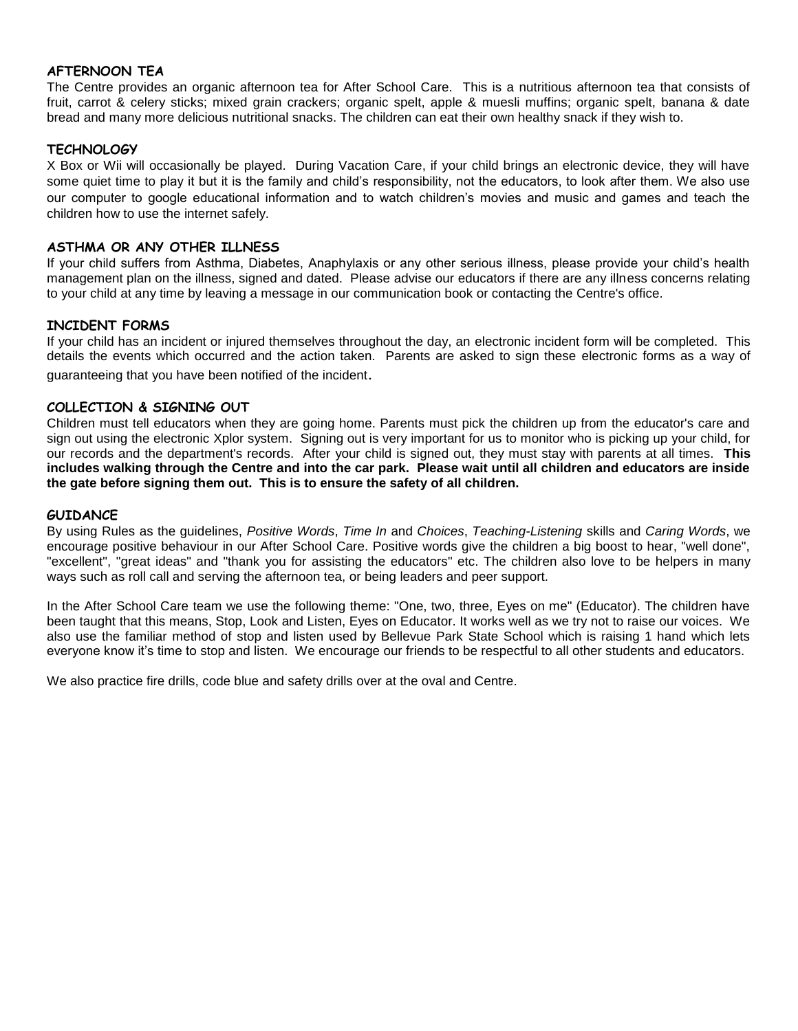## AFTERNOON TEA

The Centre provides an organic afternoon tea for After School Care. This is a nutritious afternoon tea that consists of fruit, carrot & celery sticks; mixed grain crackers; organic spelt, apple & muesli muffins; organic spelt, banana & date bread and many more delicious nutritional snacks. The children can eat their own healthy snack if they wish to.

## TECHNOLOGY

X Box or Wii will occasionally be played. During Vacation Care, if your child brings an electronic device, they will have some quiet time to play it but it is the family and child's responsibility, not the educators, to look after them. We also use our computer to google educational information and to watch children's movies and music and games and teach the children how to use the internet safely.

## ASTHMA OR ANY OTHER ILLNESS

If your child suffers from Asthma, Diabetes, Anaphylaxis or any other serious illness, please provide your child's health management plan on the illness, signed and dated. Please advise our educators if there are any illness concerns relating to your child at any time by leaving a message in our communication book or contacting the Centre's office.

## INCIDENT FORMS

If your child has an incident or injured themselves throughout the day, an electronic incident form will be completed. This details the events which occurred and the action taken. Parents are asked to sign these electronic forms as a way of guaranteeing that you have been notified of the incident.

## COLLECTION & SIGNING OUT

Children must tell educators when they are going home. Parents must pick the children up from the educator's care and sign out using the electronic Xplor system. Signing out is very important for us to monitor who is picking up your child, for our records and the department's records. After your child is signed out, they must stay with parents at all times. **This includes walking through the Centre and into the car park. Please wait until all children and educators are inside the gate before signing them out. This is to ensure the safety of all children.**

## GUIDANCE

By using Rules as the guidelines, *Positive Words*, *Time In* and *Choices*, *Teaching-Listening* skills and *Caring Words*, we encourage positive behaviour in our After School Care. Positive words give the children a big boost to hear, "well done", "excellent", "great ideas" and "thank you for assisting the educators" etc. The children also love to be helpers in many ways such as roll call and serving the afternoon tea, or being leaders and peer support.

In the After School Care team we use the following theme: "One, two, three, Eyes on me" (Educator). The children have been taught that this means, Stop, Look and Listen, Eyes on Educator. It works well as we try not to raise our voices. We also use the familiar method of stop and listen used by Bellevue Park State School which is raising 1 hand which lets everyone know it's time to stop and listen. We encourage our friends to be respectful to all other students and educators.

We also practice fire drills, code blue and safety drills over at the oval and Centre.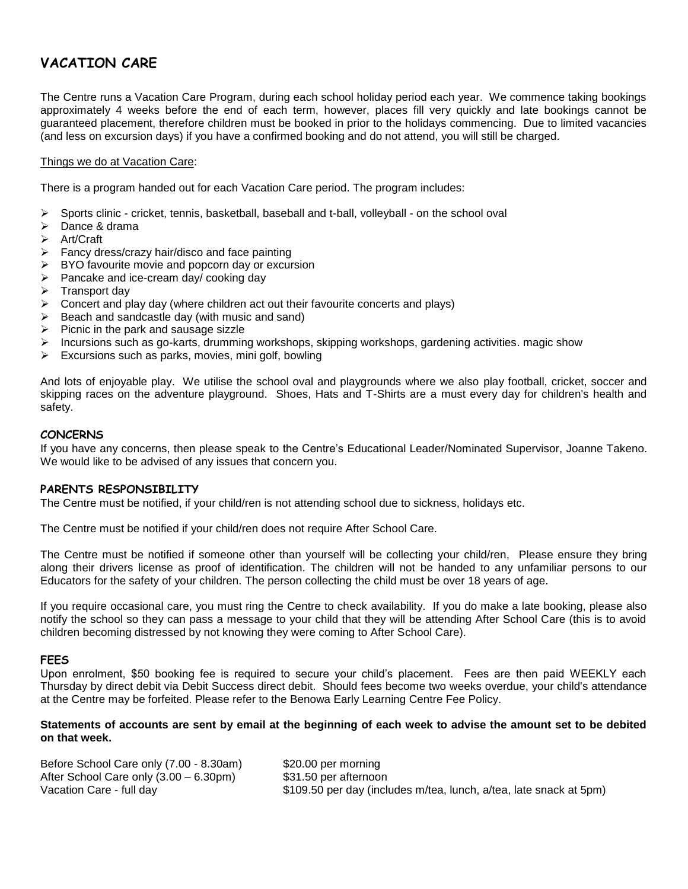## VACATION CARE

The Centre runs a Vacation Care Program, during each school holiday period each year. We commence taking bookings approximately 4 weeks before the end of each term, however, places fill very quickly and late bookings cannot be guaranteed placement, therefore children must be booked in prior to the holidays commencing. Due to limited vacancies (and less on excursion days) if you have a confirmed booking and do not attend, you will still be charged.

<u>Things we do at Vacation Care</u>:

There is a program handed out for each Vacation Care period. The program includes:

- Sports clinic - cricket, tennis, basketball, baseball and t-ball, volleyball - on the school oval
- Dance & drama
- Art/Craft
- Fancy dress/crazy hair/disco and face painting
- BYO favourite movie and popcorn day or excursion
- Pancake and ice-cream day/ cooking day
- Transport day
- Concert and play day (where children act out their favourite concerts and plays)
- Beach and sandcastle day (with music and sand)
- Picnic in the park and sausage sizzle
- Incursions such as go-karts, drumming workshops, skipping workshops, gardening activities. magic show
- Excursions such as parks, movies, mini golf, bowling

And lots of enjoyable play. We utilise the school oval and playgrounds where we also play football, cricket, soccer and skipping races on the adventure playground. Shoes, Hats and T-Shirts are a must every day for children's health and safety.

### CONCERNS

If you have any concerns, then please speak to the Centre's Educational Leader/Nominated Supervisor, Joanne Takeno. We would like to be advised of any issues that concern you.

### PARENTS RESPONSIBILITY

The Centre must be notified, if your child/ren is not attending school due to sickness, holidays etc.

The Centre must be notified if your child/ren does not require After School Care.

The Centre must be notified if someone other than yourself will be collecting your child/ren, Please ensure they bring along their drivers license as proof of identification. The children will not be handed to any unfamiliar persons to our Educators for the safety of your children. The person collecting the child must be over 18 years of age.

If you require occasional care, you must ring the Centre to check availability. If you do make a late booking, please also notify the school so they can pass a message to your child that they will be attending After School Care (this is to avoid children becoming distressed by not knowing they were coming to After School Care).

### FEES

Upon enrolment, $50 booking fee is required to secure your child's placement. Fees are then paid WEEKLY each Thursday by direct debit via Debit Success direct debit. Should fees become two weeks overdue, your child's attendance at the Centre may be forfeited. Please refer to the Benowa Early Learning Centre Fee Policy.

**Statements of accounts are sent by email at the beginning of each week to advise the amount set to be debited on that week.**

| | |
|---|---|
| Before School Care only (7.00 - 8.30am) | $20.00 per morning |
| After School Care only (3.00 – 6.30pm) | $31.50 per afternoon |
| Vacation Care - full day | $109.50 per day (includes m/tea, lunch, a/tea, late snack at 5pm) |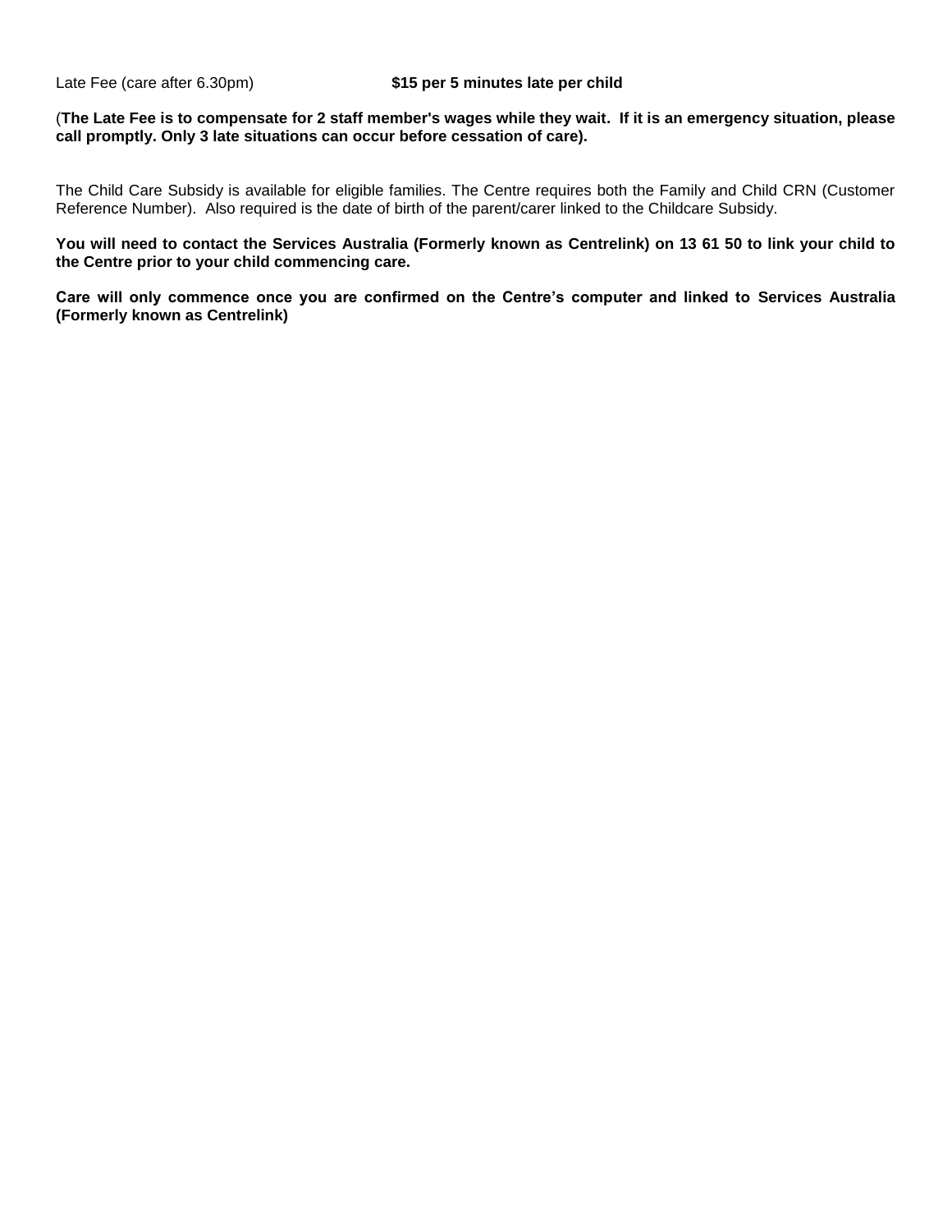Late Fee (care after 6.30pm) **$15 per 5 minutes late per child**

(**The Late Fee is to compensate for 2 staff member's wages while they wait. If it is an emergency situation, please call promptly. Only 3 late situations can occur before cessation of care).**

The Child Care Subsidy is available for eligible families. The Centre requires both the Family and Child CRN (Customer Reference Number). Also required is the date of birth of the parent/carer linked to the Childcare Subsidy.

**You will need to contact the Services Australia (Formerly known as Centrelink) on 13 61 50 to link your child to the Centre prior to your child commencing care.**

**Care will only commence once you are confirmed on the Centre's computer and linked to Services Australia (Formerly known as Centrelink)**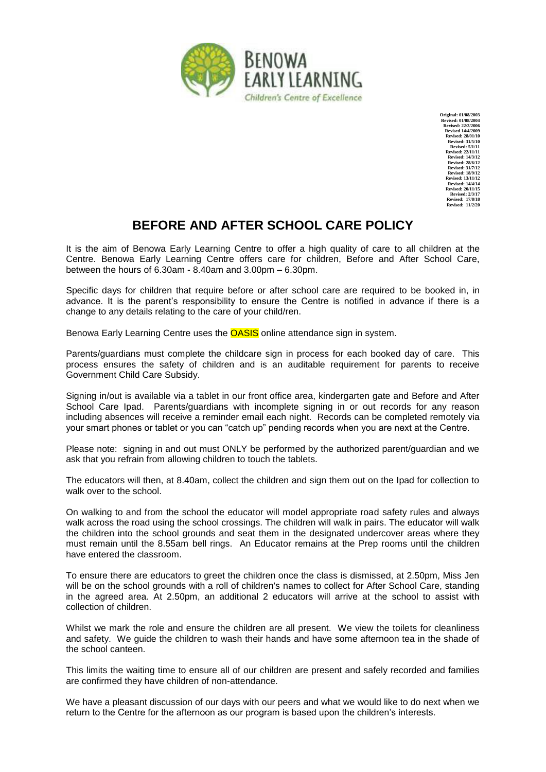Original: 01/08/2003
Revised: 01/08/2004
Revised: 22/2/2006
Revised 14/4/2009
Revised: 28/01/10
Revised: 31/5/10
Revised: 5/1/11
Revised: 22/11/11
Revised: 14/3/12
Revised: 28/6/12
Revised: 31/7/12
Revised: 18/9/12
Revised: 13/11/12
Revised: 14/4/14
Revised: 20/11/15
Revised: 2/3/17
Revised: 17/8/18
Revised: 11/2/20

# BEFORE AND AFTER SCHOOL CARE POLICY

It is the aim of Benowa Early Learning Centre to offer a high quality of care to all children at the Centre. Benowa Early Learning Centre offers care for children, Before and After School Care, between the hours of 6.30am - 8.40am and 3.00pm – 6.30pm.

Specific days for children that require before or after school care are required to be booked in, in advance. It is the parent's responsibility to ensure the Centre is notified in advance if there is a change to any details relating to the care of your child/ren.

Benowa Early Learning Centre uses the OASIS online attendance sign in system.

Parents/guardians must complete the childcare sign in process for each booked day of care. This process ensures the safety of children and is an auditable requirement for parents to receive Government Child Care Subsidy.

Signing in/out is available via a tablet in our front office area, kindergarten gate and Before and After School Care Ipad. Parents/guardians with incomplete signing in or out records for any reason including absences will receive a reminder email each night. Records can be completed remotely via your smart phones or tablet or you can "catch up" pending records when you are next at the Centre.

Please note: signing in and out must ONLY be performed by the authorized parent/guardian and we ask that you refrain from allowing children to touch the tablets.

The educators will then, at 8.40am, collect the children and sign them out on the Ipad for collection to walk over to the school.

On walking to and from the school the educator will model appropriate road safety rules and always walk across the road using the school crossings. The children will walk in pairs. The educator will walk the children into the school grounds and seat them in the designated undercover areas where they must remain until the 8.55am bell rings. An Educator remains at the Prep rooms until the children have entered the classroom.

To ensure there are educators to greet the children once the class is dismissed, at 2.50pm, Miss Jen will be on the school grounds with a roll of children's names to collect for After School Care, standing in the agreed area. At 2.50pm, an additional 2 educators will arrive at the school to assist with collection of children.

Whilst we mark the role and ensure the children are all present. We view the toilets for cleanliness and safety. We guide the children to wash their hands and have some afternoon tea in the shade of the school canteen.

This limits the waiting time to ensure all of our children are present and safely recorded and families are confirmed they have children of non-attendance.

We have a pleasant discussion of our days with our peers and what we would like to do next when we return to the Centre for the afternoon as our program is based upon the children's interests.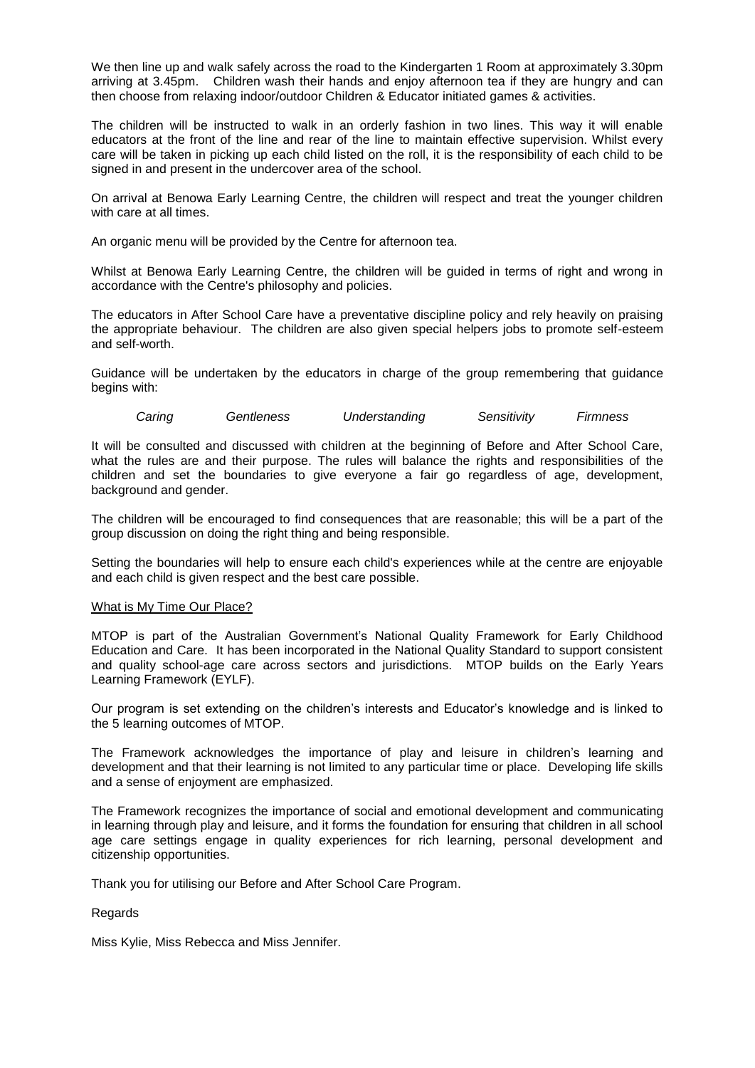We then line up and walk safely across the road to the Kindergarten 1 Room at approximately 3.30pm arriving at 3.45pm. Children wash their hands and enjoy afternoon tea if they are hungry and can then choose from relaxing indoor/outdoor Children & Educator initiated games & activities.

The children will be instructed to walk in an orderly fashion in two lines. This way it will enable educators at the front of the line and rear of the line to maintain effective supervision. Whilst every care will be taken in picking up each child listed on the roll, it is the responsibility of each child to be signed in and present in the undercover area of the school.

On arrival at Benowa Early Learning Centre, the children will respect and treat the younger children with care at all times.

An organic menu will be provided by the Centre for afternoon tea.

Whilst at Benowa Early Learning Centre, the children will be guided in terms of right and wrong in accordance with the Centre's philosophy and policies.

The educators in After School Care have a preventative discipline policy and rely heavily on praising the appropriate behaviour. The children are also given special helpers jobs to promote self-esteem and self-worth.

Guidance will be undertaken by the educators in charge of the group remembering that guidance begins with:

*Caring* *Gentleness* *Understanding* *Sensitivity* *Firmness*

It will be consulted and discussed with children at the beginning of Before and After School Care, what the rules are and their purpose. The rules will balance the rights and responsibilities of the children and set the boundaries to give everyone a fair go regardless of age, development, background and gender.

The children will be encouraged to find consequences that are reasonable; this will be a part of the group discussion on doing the right thing and being responsible.

Setting the boundaries will help to ensure each child's experiences while at the centre are enjoyable and each child is given respect and the best care possible.

<u>What is My Time Our Place?</u>

MTOP is part of the Australian Government's National Quality Framework for Early Childhood Education and Care. It has been incorporated in the National Quality Standard to support consistent and quality school-age care across sectors and jurisdictions. MTOP builds on the Early Years Learning Framework (EYLF).

Our program is set extending on the children's interests and Educator's knowledge and is linked to the 5 learning outcomes of MTOP.

The Framework acknowledges the importance of play and leisure in children's learning and development and that their learning is not limited to any particular time or place. Developing life skills and a sense of enjoyment are emphasized.

The Framework recognizes the importance of social and emotional development and communicating in learning through play and leisure, and it forms the foundation for ensuring that children in all school age care settings engage in quality experiences for rich learning, personal development and citizenship opportunities.

Thank you for utilising our Before and After School Care Program.

Regards

Miss Kylie, Miss Rebecca and Miss Jennifer.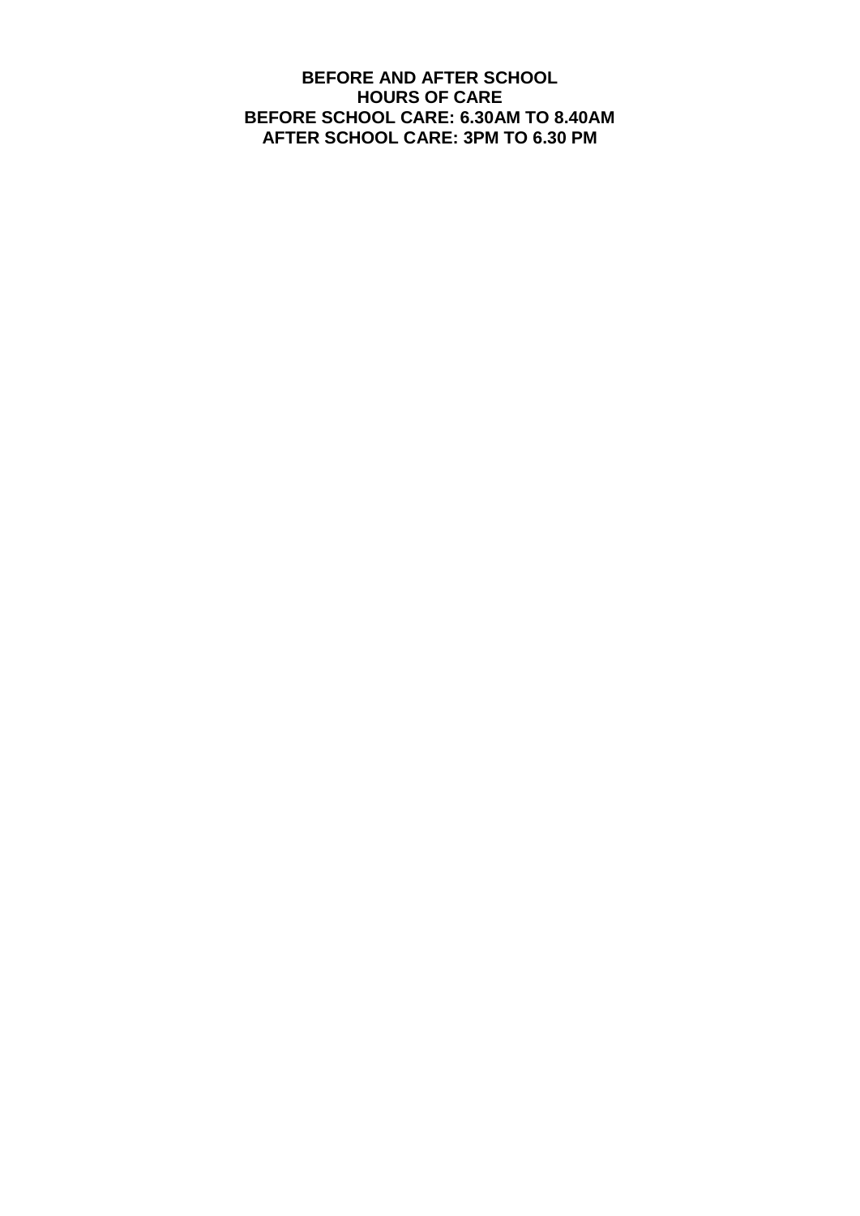**BEFORE AND AFTER SCHOOL**
**HOURS OF CARE**
**BEFORE SCHOOL CARE: 6.30AM TO 8.40AM**
**AFTER SCHOOL CARE: 3PM TO 6.30 PM**